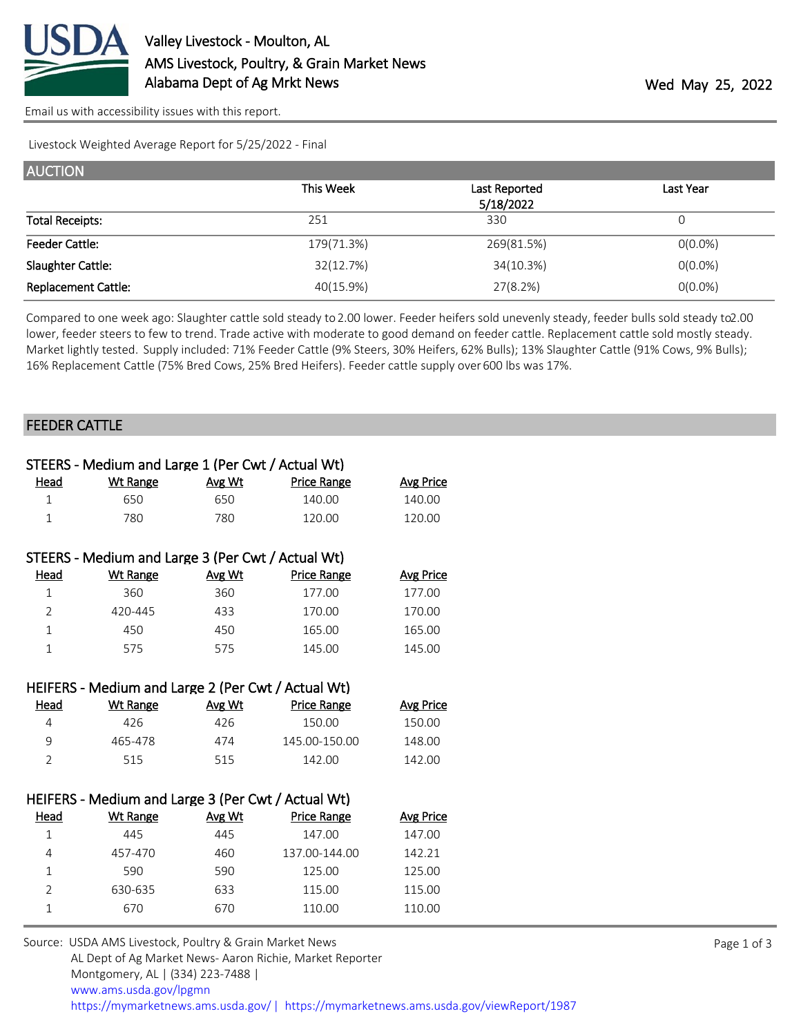# Valley Livestock - Moulton, AL

AMS Livestock, Poultry, & Grain Market News

Alabama Dept of Ag Mrkt News

Wed May 25, 2022

Email us with accessibility issues with this report.

Livestock Weighted Average Report for 5/25/2022 - Final

## AUCTION

| | This Week | Last Reported 5/18/2022 | Last Year |
|---|---|---|---|
| Total Receipts: | 251 | 330 | 0 |
| Feeder Cattle: | 179(71.3%) | 269(81.5%) | 0(0.0%) |
| Slaughter Cattle: | 32(12.7%) | 34(10.3%) | 0(0.0%) |
| Replacement Cattle: | 40(15.9%) | 27(8.2%) | 0(0.0%) |

Compared to one week ago: Slaughter cattle sold steady to 2.00 lower. Feeder heifers sold unevenly steady, feeder bulls sold steady to 2.00 lower, feeder steers to few to trend. Trade active with moderate to good demand on feeder cattle. Replacement cattle sold mostly steady. Market lightly tested. Supply included: 71% Feeder Cattle (9% Steers, 30% Heifers, 62% Bulls); 13% Slaughter Cattle (91% Cows, 9% Bulls); 16% Replacement Cattle (75% Bred Cows, 25% Bred Heifers). Feeder cattle supply over 600 lbs was 17%.

## FEEDER CATTLE

### STEERS - Medium and Large 1 (Per Cwt / Actual Wt)

| Head | Wt Range | Avg Wt | Price Range | Avg Price |
|---|---|---|---|---|
| 1 | 650 | 650 | 140.00 | 140.00 |
| 1 | 780 | 780 | 120.00 | 120.00 |

### STEERS - Medium and Large 3 (Per Cwt / Actual Wt)

| Head | Wt Range | Avg Wt | Price Range | Avg Price |
|---|---|---|---|---|
| 1 | 360 | 360 | 177.00 | 177.00 |
| 2 | 420-445 | 433 | 170.00 | 170.00 |
| 1 | 450 | 450 | 165.00 | 165.00 |
| 1 | 575 | 575 | 145.00 | 145.00 |

### HEIFERS - Medium and Large 2 (Per Cwt / Actual Wt)

| Head | Wt Range | Avg Wt | Price Range | Avg Price |
|---|---|---|---|---|
| 4 | 426 | 426 | 150.00 | 150.00 |
| 9 | 465-478 | 474 | 145.00-150.00 | 148.00 |
| 2 | 515 | 515 | 142.00 | 142.00 |

### HEIFERS - Medium and Large 3 (Per Cwt / Actual Wt)

| Head | Wt Range | Avg Wt | Price Range | Avg Price |
|---|---|---|---|---|
| 1 | 445 | 445 | 147.00 | 147.00 |
| 4 | 457-470 | 460 | 137.00-144.00 | 142.21 |
| 1 | 590 | 590 | 125.00 | 125.00 |
| 2 | 630-635 | 633 | 115.00 | 115.00 |
| 1 | 670 | 670 | 110.00 | 110.00 |

Source: USDA AMS Livestock, Poultry & Grain Market News
AL Dept of Ag Market News- Aaron Richie, Market Reporter
Montgomery, AL | (334) 223-7488 |
www.ams.usda.gov/lpgmn
https://mymarketnews.ams.usda.gov/ | https://mymarketnews.ams.usda.gov/viewReport/1987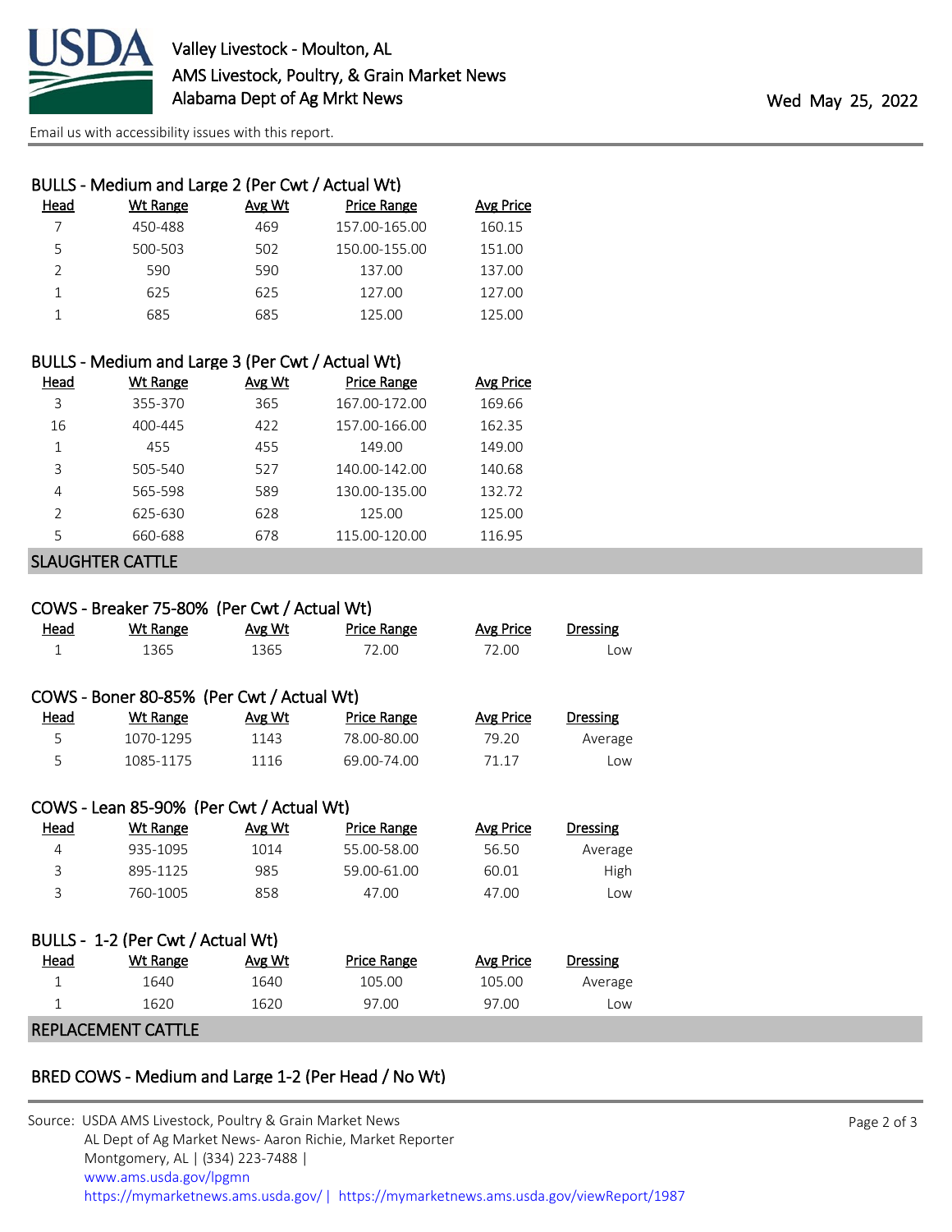### BULLS - Medium and Large 2 (Per Cwt / Actual Wt)

| Head | Wt Range | Avg Wt | Price Range | Avg Price |
|---|---|---|---|---|
| 7 | 450-488 | 469 | 157.00-165.00 | 160.15 |
| 5 | 500-503 | 502 | 150.00-155.00 | 151.00 |
| 2 | 590 | 590 | 137.00 | 137.00 |
| 1 | 625 | 625 | 127.00 | 127.00 |
| 1 | 685 | 685 | 125.00 | 125.00 |

### BULLS - Medium and Large 3 (Per Cwt / Actual Wt)

| Head | Wt Range | Avg Wt | Price Range | Avg Price |
|---|---|---|---|---|
| 3 | 355-370 | 365 | 167.00-172.00 | 169.66 |
| 16 | 400-445 | 422 | 157.00-166.00 | 162.35 |
| 1 | 455 | 455 | 149.00 | 149.00 |
| 3 | 505-540 | 527 | 140.00-142.00 | 140.68 |
| 4 | 565-598 | 589 | 130.00-135.00 | 132.72 |
| 2 | 625-630 | 628 | 125.00 | 125.00 |
| 5 | 660-688 | 678 | 115.00-120.00 | 116.95 |

## SLAUGHTER CATTLE

### COWS - Breaker 75-80% (Per Cwt / Actual Wt)

| Head | Wt Range | Avg Wt | Price Range | Avg Price | Dressing |
|---|---|---|---|---|---|
| 1 | 1365 | 1365 | 72.00 | 72.00 | Low |

### COWS - Boner 80-85% (Per Cwt / Actual Wt)

| Head | Wt Range | Avg Wt | Price Range | Avg Price | Dressing |
|---|---|---|---|---|---|
| 5 | 1070-1295 | 1143 | 78.00-80.00 | 79.20 | Average |
| 5 | 1085-1175 | 1116 | 69.00-74.00 | 71.17 | Low |

### COWS - Lean 85-90% (Per Cwt / Actual Wt)

| Head | Wt Range | Avg Wt | Price Range | Avg Price | Dressing |
|---|---|---|---|---|---|
| 4 | 935-1095 | 1014 | 55.00-58.00 | 56.50 | Average |
| 3 | 895-1125 | 985 | 59.00-61.00 | 60.01 | High |
| 3 | 760-1005 | 858 | 47.00 | 47.00 | Low |

### BULLS - 1-2 (Per Cwt / Actual Wt)

| Head | Wt Range | Avg Wt | Price Range | Avg Price | Dressing |
|---|---|---|---|---|---|
| 1 | 1640 | 1640 | 105.00 | 105.00 | Average |
| 1 | 1620 | 1620 | 97.00 | 97.00 | Low |

## REPLACEMENT CATTLE

### BRED COWS - Medium and Large 1-2 (Per Head / No Wt)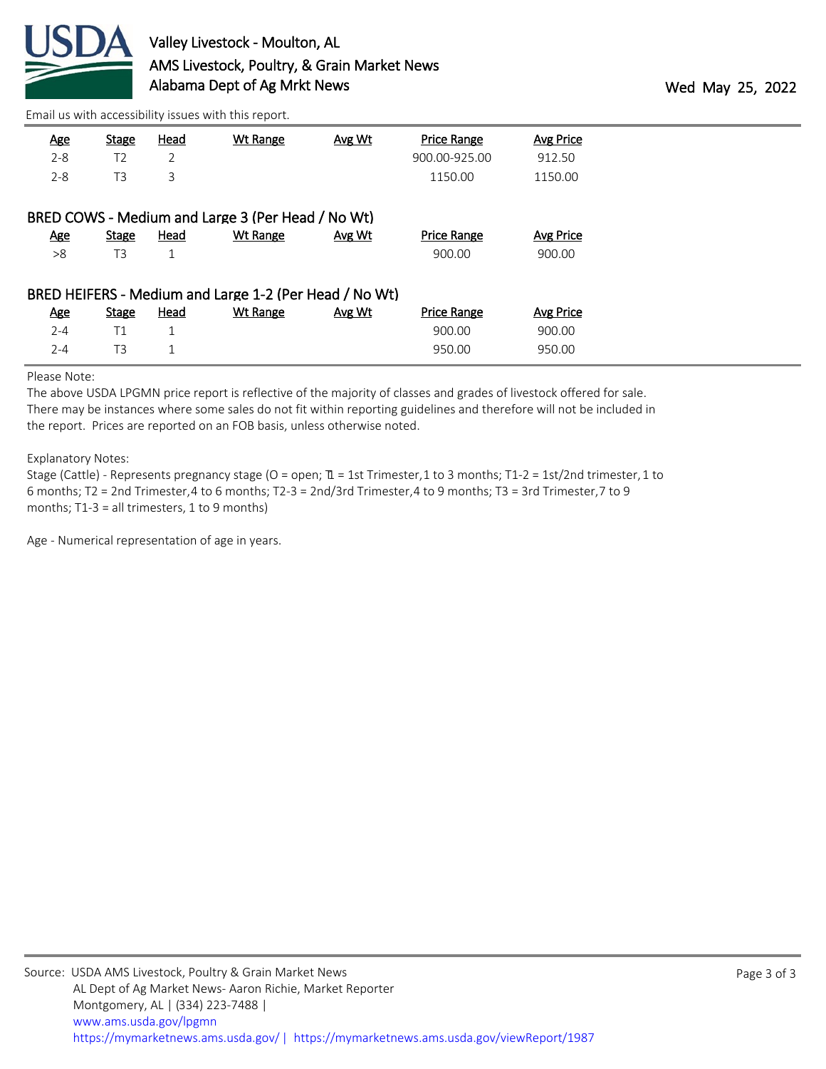Email us with accessibility issues with this report.

| Age | Stage | Head | Wt Range | Avg Wt | Price Range | Avg Price |
|---|---|---|---|---|---|---|
| 2-8 | T2 | 2 | | | 900.00-925.00 | 912.50 |
| 2-8 | T3 | 3 | | | 1150.00 | 1150.00 |

### BRED COWS - Medium and Large 3 (Per Head / No Wt)

| Age | Stage | Head | Wt Range | Avg Wt | Price Range | Avg Price |
|---|---|---|---|---|---|---|
| >8 | T3 | 1 | | | 900.00 | 900.00 |

### BRED HEIFERS - Medium and Large 1-2 (Per Head / No Wt)

| Age | Stage | Head | Wt Range | Avg Wt | Price Range | Avg Price |
|---|---|---|---|---|---|---|
| 2-4 | T1 | 1 | | | 900.00 | 900.00 |
| 2-4 | T3 | 1 | | | 950.00 | 950.00 |

Please Note:
The above USDA LPGMN price report is reflective of the majority of classes and grades of livestock offered for sale. There may be instances where some sales do not fit within reporting guidelines and therefore will not be included in the report. Prices are reported on an FOB basis, unless otherwise noted.

Explanatory Notes:
Stage (Cattle) - Represents pregnancy stage (O = open; T1 = 1st Trimester,1 to 3 months; T1-2 = 1st/2nd trimester, 1 to 6 months; T2 = 2nd Trimester,4 to 6 months; T2-3 = 2nd/3rd Trimester,4 to 9 months; T3 = 3rd Trimester,7 to 9 months; T1-3 = all trimesters, 1 to 9 months)

Age - Numerical representation of age in years.

Source: USDA AMS Livestock, Poultry & Grain Market News
AL Dept of Ag Market News- Aaron Richie, Market Reporter
Montgomery, AL | (334) 223-7488 |
www.ams.usda.gov/lpgmn
https://mymarketnews.ams.usda.gov/ | https://mymarketnews.ams.usda.gov/viewReport/1987